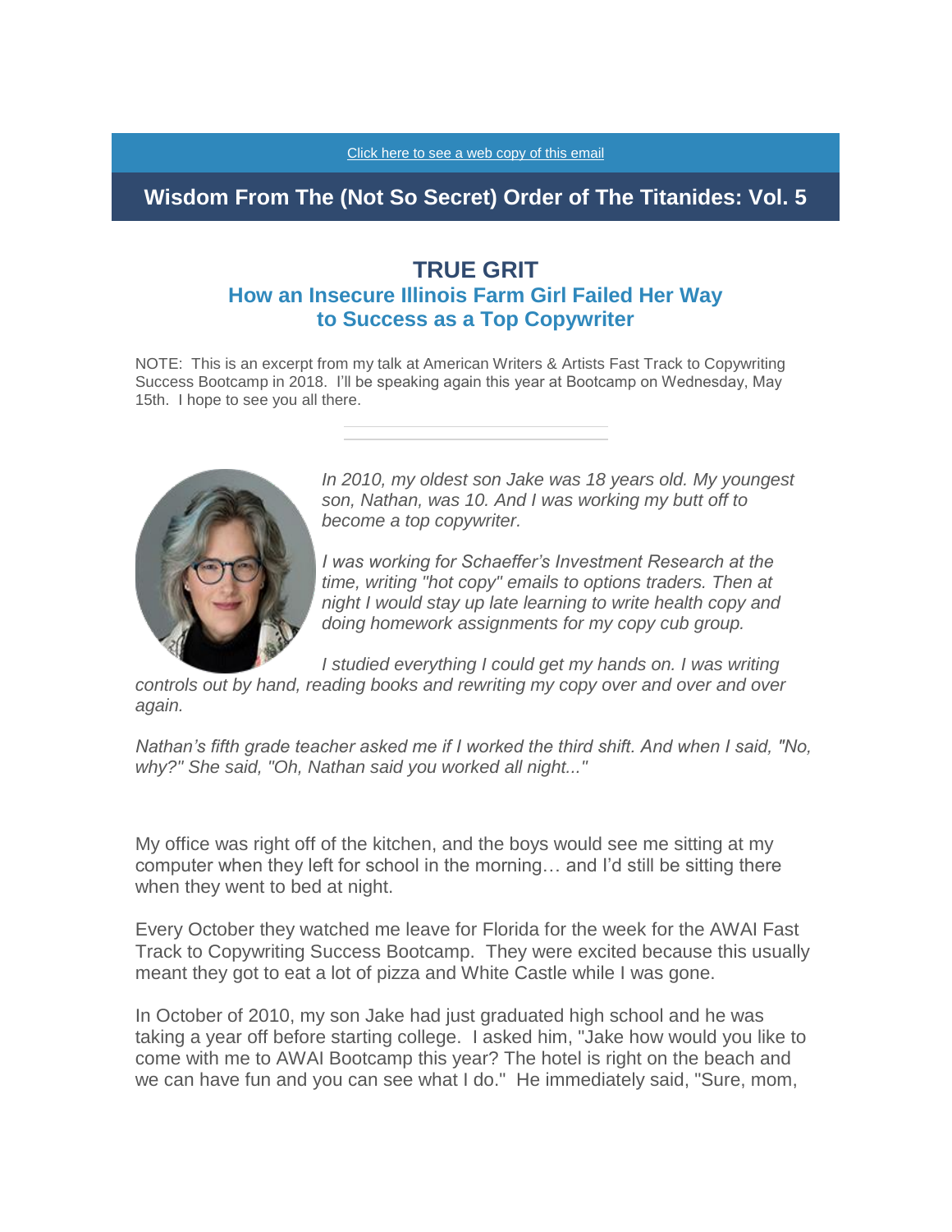Click here to see a web copy of this email

# Wisdom From The (Not So Secret) Order of The Titanides: Vol. 5

## TRUE GRIT

### How an Insecure Illinois Farm Girl Failed Her Way to Success as a Top Copywriter

NOTE: This is an excerpt from my talk at American Writers & Artists Fast Track to Copywriting Success Bootcamp in 2018. I'll be speaking again this year at Bootcamp on Wednesday, May 15th. I hope to see you all there.

---

*In 2010, my oldest son Jake was 18 years old. My youngest son, Nathan, was 10. And I was working my butt off to become a top copywriter.*

*I was working for Schaeffer's Investment Research at the time, writing "hot copy" emails to options traders. Then at night I would stay up late learning to write health copy and doing homework assignments for my copy cub group.*

*I studied everything I could get my hands on. I was writing controls out by hand, reading books and rewriting my copy over and over and over again.*

*Nathan's fifth grade teacher asked me if I worked the third shift. And when I said, "No, why?" She said, "Oh, Nathan said you worked all night..."*

My office was right off of the kitchen, and the boys would see me sitting at my computer when they left for school in the morning… and I'd still be sitting there when they went to bed at night.

Every October they watched me leave for Florida for the week for the AWAI Fast Track to Copywriting Success Bootcamp. They were excited because this usually meant they got to eat a lot of pizza and White Castle while I was gone.

In October of 2010, my son Jake had just graduated high school and he was taking a year off before starting college. I asked him, "Jake how would you like to come with me to AWAI Bootcamp this year? The hotel is right on the beach and we can have fun and you can see what I do." He immediately said, "Sure, mom,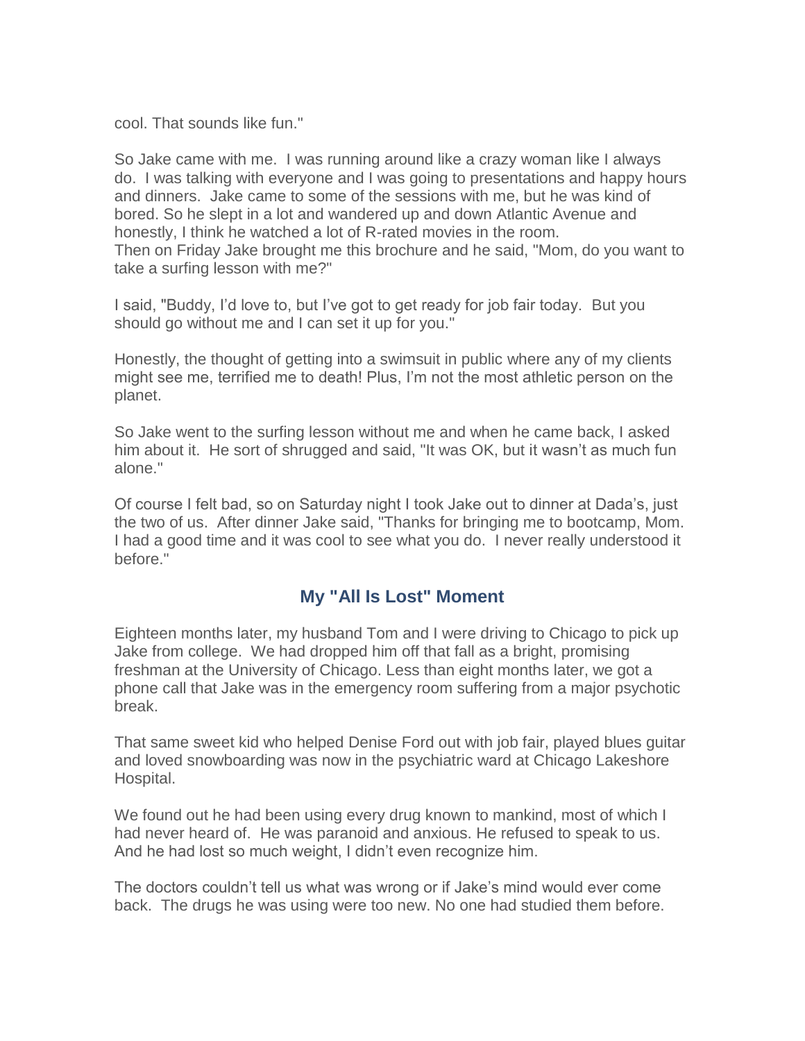cool. That sounds like fun."

So Jake came with me. I was running around like a crazy woman like I always do. I was talking with everyone and I was going to presentations and happy hours and dinners. Jake came to some of the sessions with me, but he was kind of bored. So he slept in a lot and wandered up and down Atlantic Avenue and honestly, I think he watched a lot of R-rated movies in the room.
Then on Friday Jake brought me this brochure and he said, "Mom, do you want to take a surfing lesson with me?"

I said, "Buddy, I'd love to, but I've got to get ready for job fair today. But you should go without me and I can set it up for you."

Honestly, the thought of getting into a swimsuit in public where any of my clients might see me, terrified me to death! Plus, I'm not the most athletic person on the planet.

So Jake went to the surfing lesson without me and when he came back, I asked him about it. He sort of shrugged and said, "It was OK, but it wasn't as much fun alone."

Of course I felt bad, so on Saturday night I took Jake out to dinner at Dada's, just the two of us. After dinner Jake said, "Thanks for bringing me to bootcamp, Mom. I had a good time and it was cool to see what you do. I never really understood it before."

## My "All Is Lost" Moment

Eighteen months later, my husband Tom and I were driving to Chicago to pick up Jake from college. We had dropped him off that fall as a bright, promising freshman at the University of Chicago. Less than eight months later, we got a phone call that Jake was in the emergency room suffering from a major psychotic break.

That same sweet kid who helped Denise Ford out with job fair, played blues guitar and loved snowboarding was now in the psychiatric ward at Chicago Lakeshore Hospital.

We found out he had been using every drug known to mankind, most of which I had never heard of. He was paranoid and anxious. He refused to speak to us. And he had lost so much weight, I didn't even recognize him.

The doctors couldn't tell us what was wrong or if Jake's mind would ever come back. The drugs he was using were too new. No one had studied them before.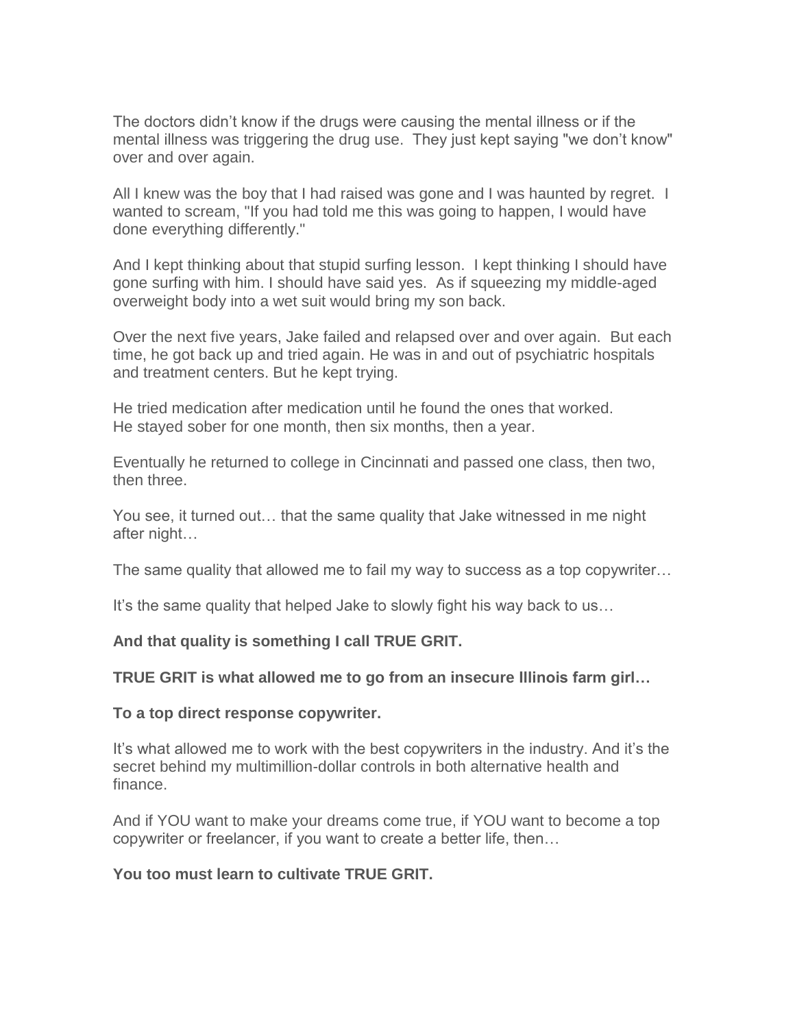The doctors didn't know if the drugs were causing the mental illness or if the mental illness was triggering the drug use. They just kept saying "we don't know" over and over again.

All I knew was the boy that I had raised was gone and I was haunted by regret. I wanted to scream, "If you had told me this was going to happen, I would have done everything differently."

And I kept thinking about that stupid surfing lesson. I kept thinking I should have gone surfing with him. I should have said yes. As if squeezing my middle-aged overweight body into a wet suit would bring my son back.

Over the next five years, Jake failed and relapsed over and over again. But each time, he got back up and tried again. He was in and out of psychiatric hospitals and treatment centers. But he kept trying.

He tried medication after medication until he found the ones that worked.
He stayed sober for one month, then six months, then a year.

Eventually he returned to college in Cincinnati and passed one class, then two, then three.

You see, it turned out… that the same quality that Jake witnessed in me night after night…

The same quality that allowed me to fail my way to success as a top copywriter…

It's the same quality that helped Jake to slowly fight his way back to us…

**And that quality is something I call TRUE GRIT.**

**TRUE GRIT is what allowed me to go from an insecure Illinois farm girl…**

**To a top direct response copywriter.**

It's what allowed me to work with the best copywriters in the industry. And it's the secret behind my multimillion-dollar controls in both alternative health and finance.

And if YOU want to make your dreams come true, if YOU want to become a top copywriter or freelancer, if you want to create a better life, then…

**You too must learn to cultivate TRUE GRIT.**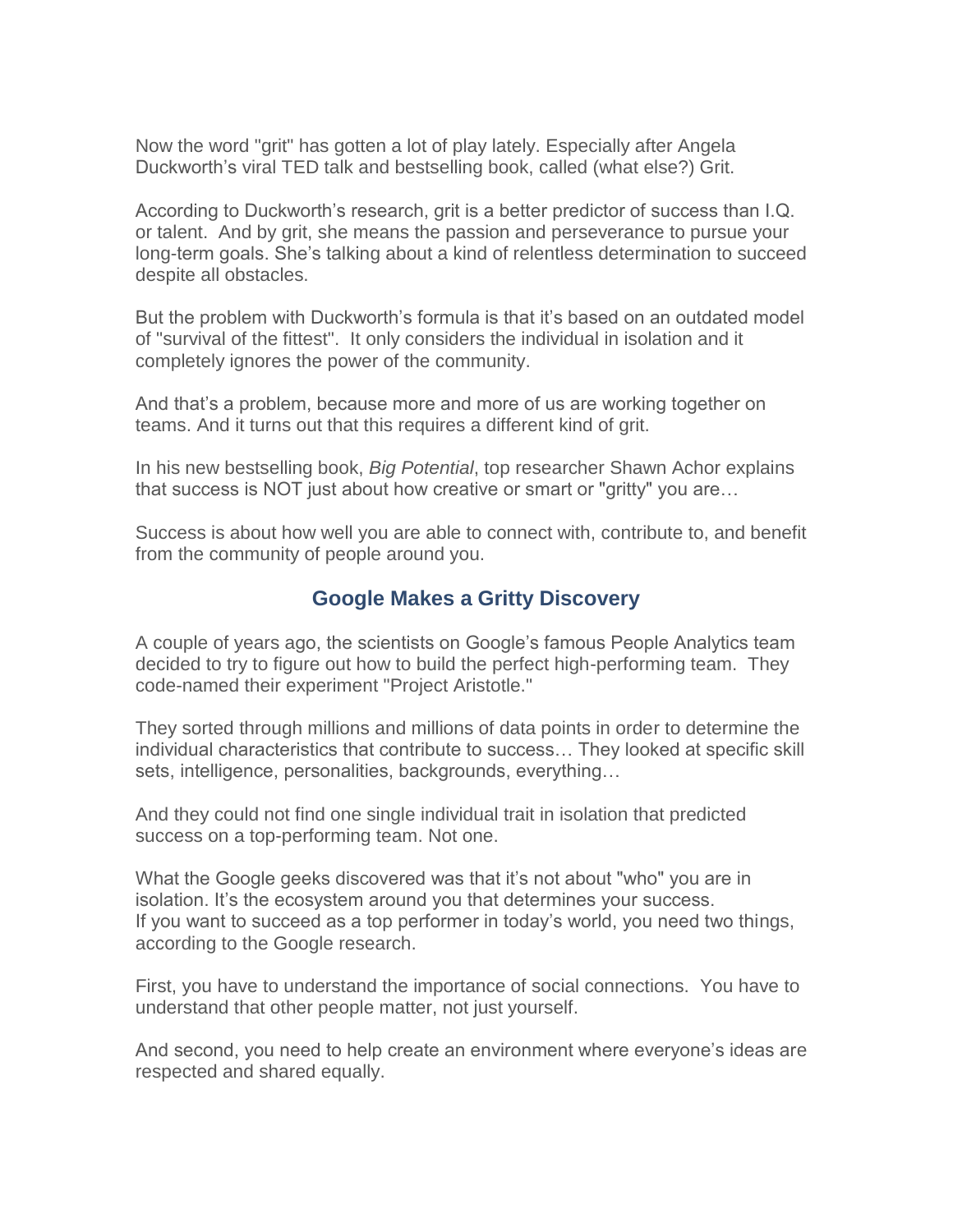Now the word "grit" has gotten a lot of play lately. Especially after Angela Duckworth's viral TED talk and bestselling book, called (what else?) Grit.

According to Duckworth's research, grit is a better predictor of success than I.Q. or talent. And by grit, she means the passion and perseverance to pursue your long-term goals. She's talking about a kind of relentless determination to succeed despite all obstacles.

But the problem with Duckworth's formula is that it's based on an outdated model of "survival of the fittest". It only considers the individual in isolation and it completely ignores the power of the community.

And that's a problem, because more and more of us are working together on teams. And it turns out that this requires a different kind of grit.

In his new bestselling book, *Big Potential*, top researcher Shawn Achor explains that success is NOT just about how creative or smart or "gritty" you are…

Success is about how well you are able to connect with, contribute to, and benefit from the community of people around you.

## Google Makes a Gritty Discovery

A couple of years ago, the scientists on Google's famous People Analytics team decided to try to figure out how to build the perfect high-performing team. They code-named their experiment "Project Aristotle."

They sorted through millions and millions of data points in order to determine the individual characteristics that contribute to success… They looked at specific skill sets, intelligence, personalities, backgrounds, everything…

And they could not find one single individual trait in isolation that predicted success on a top-performing team. Not one.

What the Google geeks discovered was that it's not about "who" you are in isolation. It's the ecosystem around you that determines your success.
If you want to succeed as a top performer in today's world, you need two things, according to the Google research.

First, you have to understand the importance of social connections. You have to understand that other people matter, not just yourself.

And second, you need to help create an environment where everyone's ideas are respected and shared equally.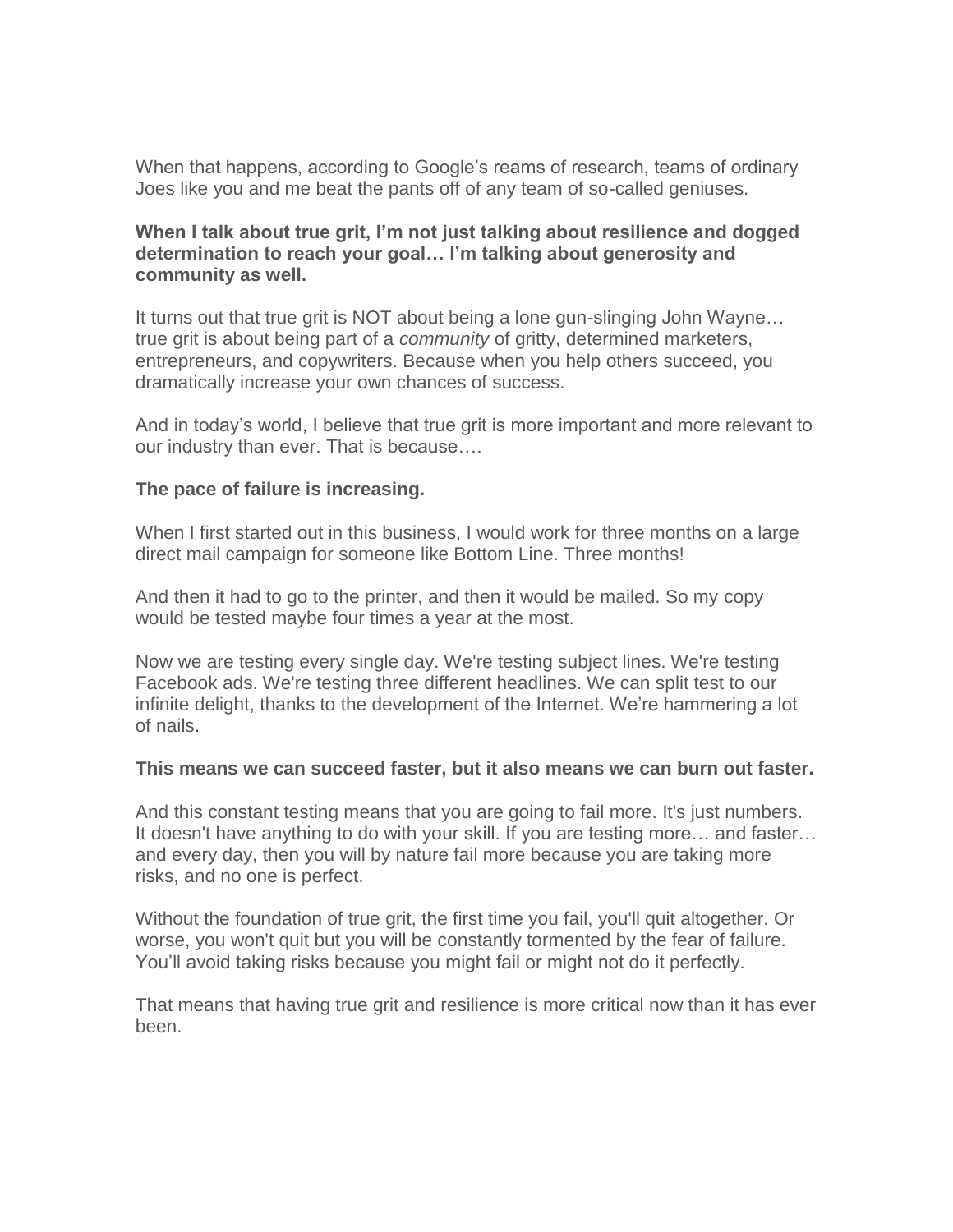When that happens, according to Google's reams of research, teams of ordinary Joes like you and me beat the pants off of any team of so-called geniuses.

**When I talk about true grit, I'm not just talking about resilience and dogged determination to reach your goal… I'm talking about generosity and community as well.**

It turns out that true grit is NOT about being a lone gun-slinging John Wayne… true grit is about being part of a *community* of gritty, determined marketers, entrepreneurs, and copywriters. Because when you help others succeed, you dramatically increase your own chances of success.

And in today's world, I believe that true grit is more important and more relevant to our industry than ever. That is because….

**The pace of failure is increasing.**

When I first started out in this business, I would work for three months on a large direct mail campaign for someone like Bottom Line. Three months!

And then it had to go to the printer, and then it would be mailed. So my copy would be tested maybe four times a year at the most.

Now we are testing every single day. We're testing subject lines. We're testing Facebook ads. We're testing three different headlines. We can split test to our infinite delight, thanks to the development of the Internet. We're hammering a lot of nails.

**This means we can succeed faster, but it also means we can burn out faster.**

And this constant testing means that you are going to fail more. It's just numbers. It doesn't have anything to do with your skill. If you are testing more… and faster… and every day, then you will by nature fail more because you are taking more risks, and no one is perfect.

Without the foundation of true grit, the first time you fail, you'll quit altogether. Or worse, you won't quit but you will be constantly tormented by the fear of failure. You'll avoid taking risks because you might fail or might not do it perfectly.

That means that having true grit and resilience is more critical now than it has ever been.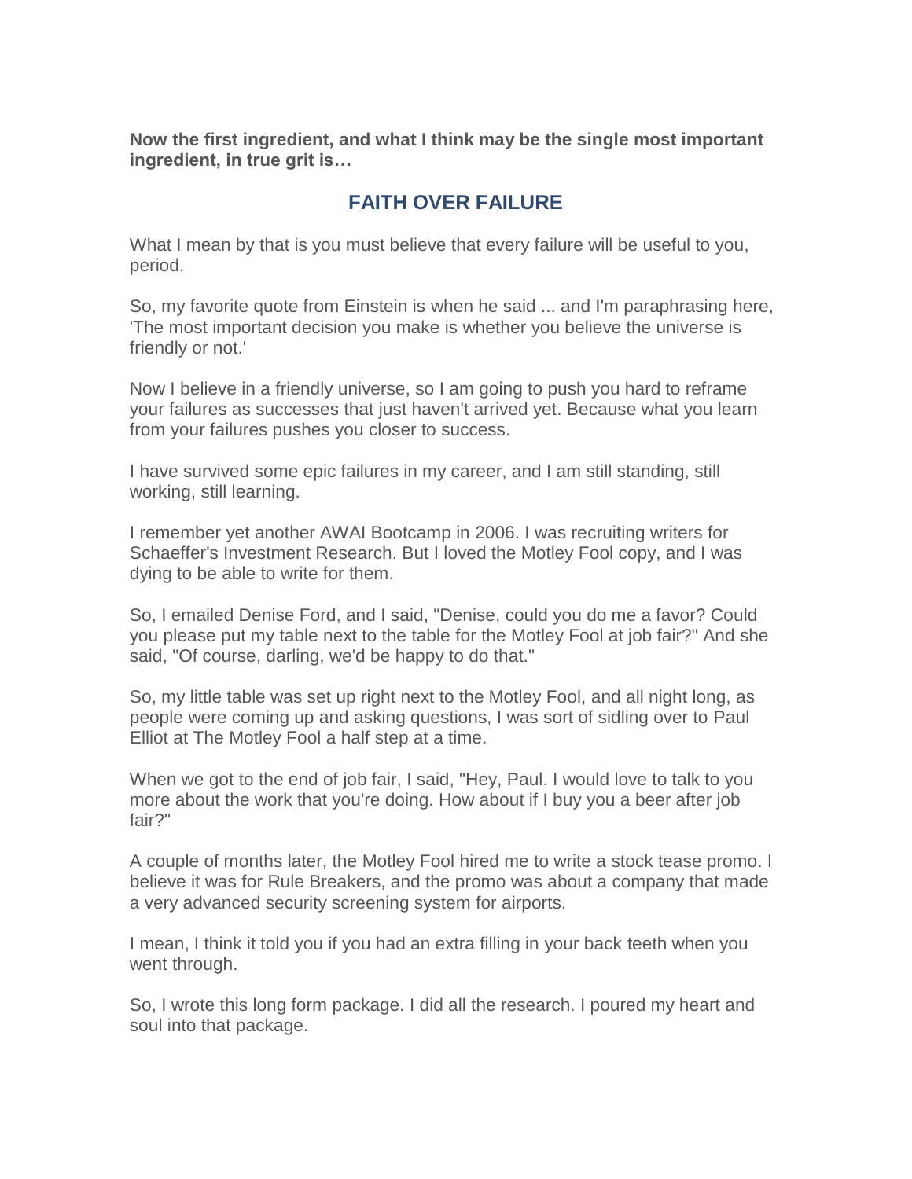**Now the first ingredient, and what I think may be the single most important ingredient, in true grit is…**

## FAITH OVER FAILURE

What I mean by that is you must believe that every failure will be useful to you, period.

So, my favorite quote from Einstein is when he said ... and I'm paraphrasing here, 'The most important decision you make is whether you believe the universe is friendly or not.'

Now I believe in a friendly universe, so I am going to push you hard to reframe your failures as successes that just haven't arrived yet. Because what you learn from your failures pushes you closer to success.

I have survived some epic failures in my career, and I am still standing, still working, still learning.

I remember yet another AWAI Bootcamp in 2006. I was recruiting writers for Schaeffer's Investment Research. But I loved the Motley Fool copy, and I was dying to be able to write for them.

So, I emailed Denise Ford, and I said, "Denise, could you do me a favor? Could you please put my table next to the table for the Motley Fool at job fair?" And she said, "Of course, darling, we'd be happy to do that."

So, my little table was set up right next to the Motley Fool, and all night long, as people were coming up and asking questions, I was sort of sidling over to Paul Elliot at The Motley Fool a half step at a time.

When we got to the end of job fair, I said, "Hey, Paul. I would love to talk to you more about the work that you're doing. How about if I buy you a beer after job fair?"

A couple of months later, the Motley Fool hired me to write a stock tease promo. I believe it was for Rule Breakers, and the promo was about a company that made a very advanced security screening system for airports.

I mean, I think it told you if you had an extra filling in your back teeth when you went through.

So, I wrote this long form package. I did all the research. I poured my heart and soul into that package.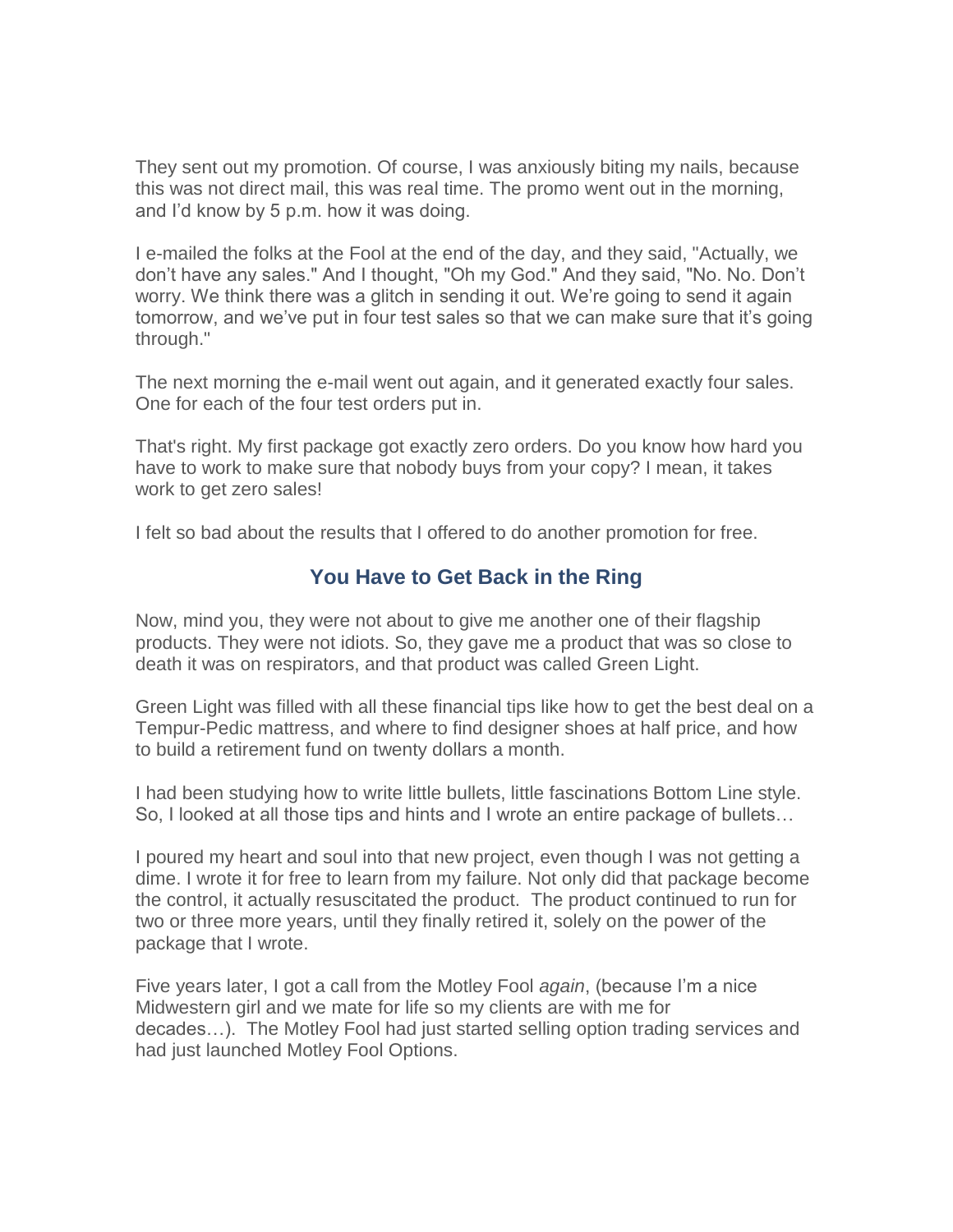They sent out my promotion. Of course, I was anxiously biting my nails, because this was not direct mail, this was real time. The promo went out in the morning, and I'd know by 5 p.m. how it was doing.

I e-mailed the folks at the Fool at the end of the day, and they said, "Actually, we don't have any sales." And I thought, "Oh my God." And they said, "No. No. Don't worry. We think there was a glitch in sending it out. We're going to send it again tomorrow, and we've put in four test sales so that we can make sure that it's going through."

The next morning the e-mail went out again, and it generated exactly four sales. One for each of the four test orders put in.

That's right. My first package got exactly zero orders. Do you know how hard you have to work to make sure that nobody buys from your copy? I mean, it takes work to get zero sales!

I felt so bad about the results that I offered to do another promotion for free.

## You Have to Get Back in the Ring

Now, mind you, they were not about to give me another one of their flagship products. They were not idiots. So, they gave me a product that was so close to death it was on respirators, and that product was called Green Light.

Green Light was filled with all these financial tips like how to get the best deal on a Tempur-Pedic mattress, and where to find designer shoes at half price, and how to build a retirement fund on twenty dollars a month.

I had been studying how to write little bullets, little fascinations Bottom Line style. So, I looked at all those tips and hints and I wrote an entire package of bullets…

I poured my heart and soul into that new project, even though I was not getting a dime. I wrote it for free to learn from my failure. Not only did that package become the control, it actually resuscitated the product. The product continued to run for two or three more years, until they finally retired it, solely on the power of the package that I wrote.

Five years later, I got a call from the Motley Fool *again*, (because I'm a nice Midwestern girl and we mate for life so my clients are with me for decades…). The Motley Fool had just started selling option trading services and had just launched Motley Fool Options.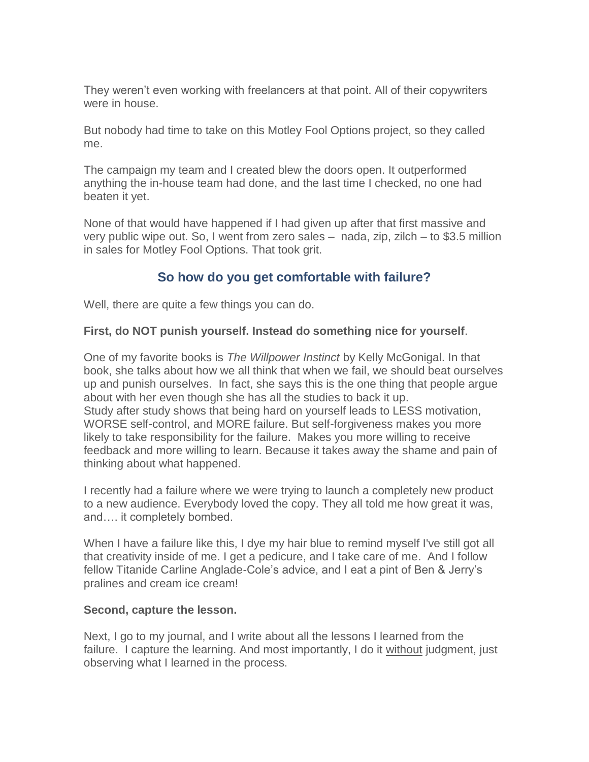They weren't even working with freelancers at that point. All of their copywriters were in house.

But nobody had time to take on this Motley Fool Options project, so they called me.

The campaign my team and I created blew the doors open. It outperformed anything the in-house team had done, and the last time I checked, no one had beaten it yet.

None of that would have happened if I had given up after that first massive and very public wipe out. So, I went from zero sales – nada, zip, zilch – to $3.5 million in sales for Motley Fool Options. That took grit.

## So how do you get comfortable with failure?

Well, there are quite a few things you can do.

**First, do NOT punish yourself. Instead do something nice for yourself**.

One of my favorite books is *The Willpower Instinct* by Kelly McGonigal. In that book, she talks about how we all think that when we fail, we should beat ourselves up and punish ourselves. In fact, she says this is the one thing that people argue about with her even though she has all the studies to back it up.
Study after study shows that being hard on yourself leads to LESS motivation, WORSE self-control, and MORE failure. But self-forgiveness makes you more likely to take responsibility for the failure. Makes you more willing to receive feedback and more willing to learn. Because it takes away the shame and pain of thinking about what happened.

I recently had a failure where we were trying to launch a completely new product to a new audience. Everybody loved the copy. They all told me how great it was, and…. it completely bombed.

When I have a failure like this, I dye my hair blue to remind myself I've still got all that creativity inside of me. I get a pedicure, and I take care of me. And I follow fellow Titanide Carline Anglade-Cole's advice, and I eat a pint of Ben & Jerry's pralines and cream ice cream!

**Second, capture the lesson.**

Next, I go to my journal, and I write about all the lessons I learned from the failure. I capture the learning. And most importantly, I do it <u>without</u> judgment, just observing what I learned in the process.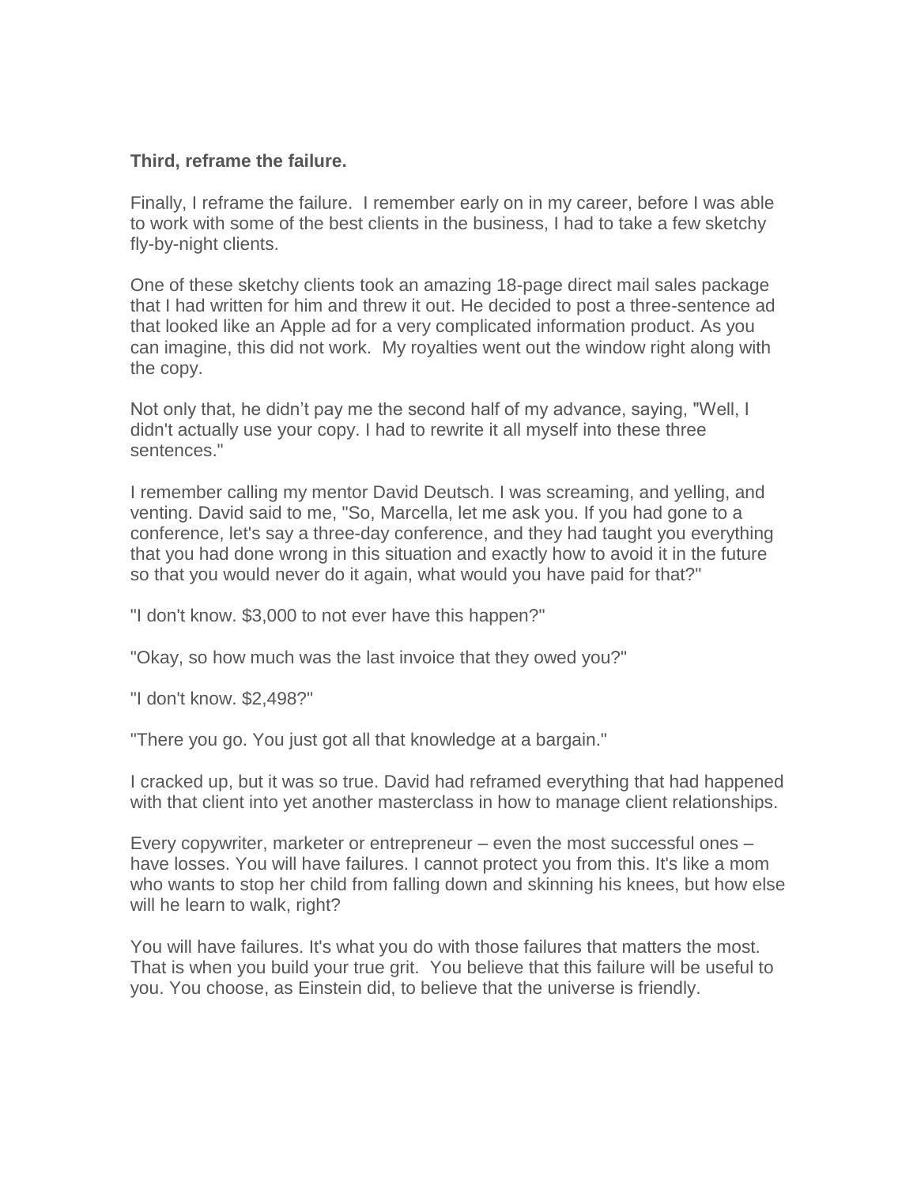**Third, reframe the failure.**

Finally, I reframe the failure. I remember early on in my career, before I was able to work with some of the best clients in the business, I had to take a few sketchy fly-by-night clients.

One of these sketchy clients took an amazing 18-page direct mail sales package that I had written for him and threw it out. He decided to post a three-sentence ad that looked like an Apple ad for a very complicated information product. As you can imagine, this did not work. My royalties went out the window right along with the copy.

Not only that, he didn't pay me the second half of my advance, saying, "Well, I didn't actually use your copy. I had to rewrite it all myself into these three sentences."

I remember calling my mentor David Deutsch. I was screaming, and yelling, and venting. David said to me, "So, Marcella, let me ask you. If you had gone to a conference, let's say a three-day conference, and they had taught you everything that you had done wrong in this situation and exactly how to avoid it in the future so that you would never do it again, what would you have paid for that?"

"I don't know. $3,000 to not ever have this happen?"

"Okay, so how much was the last invoice that they owed you?"

"I don't know. $2,498?"

"There you go. You just got all that knowledge at a bargain."

I cracked up, but it was so true. David had reframed everything that had happened with that client into yet another masterclass in how to manage client relationships.

Every copywriter, marketer or entrepreneur – even the most successful ones – have losses. You will have failures. I cannot protect you from this. It's like a mom who wants to stop her child from falling down and skinning his knees, but how else will he learn to walk, right?

You will have failures. It's what you do with those failures that matters the most. That is when you build your true grit. You believe that this failure will be useful to you. You choose, as Einstein did, to believe that the universe is friendly.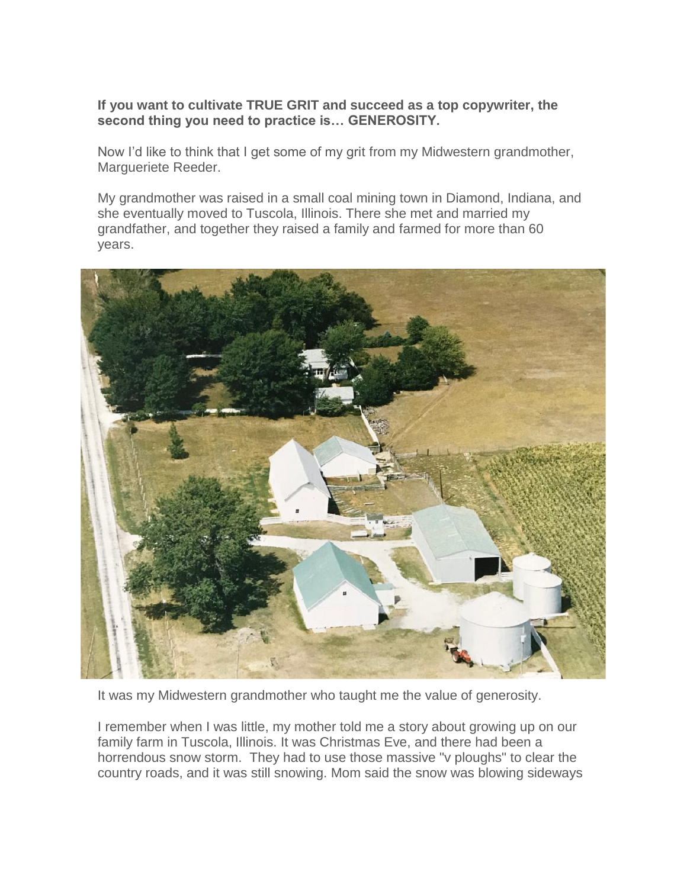**If you want to cultivate TRUE GRIT and succeed as a top copywriter, the second thing you need to practice is… GENEROSITY.**

Now I'd like to think that I get some of my grit from my Midwestern grandmother, Margueriete Reeder.

My grandmother was raised in a small coal mining town in Diamond, Indiana, and she eventually moved to Tuscola, Illinois. There she met and married my grandfather, and together they raised a family and farmed for more than 60 years.

It was my Midwestern grandmother who taught me the value of generosity.

I remember when I was little, my mother told me a story about growing up on our family farm in Tuscola, Illinois. It was Christmas Eve, and there had been a horrendous snow storm. They had to use those massive "v ploughs" to clear the country roads, and it was still snowing. Mom said the snow was blowing sideways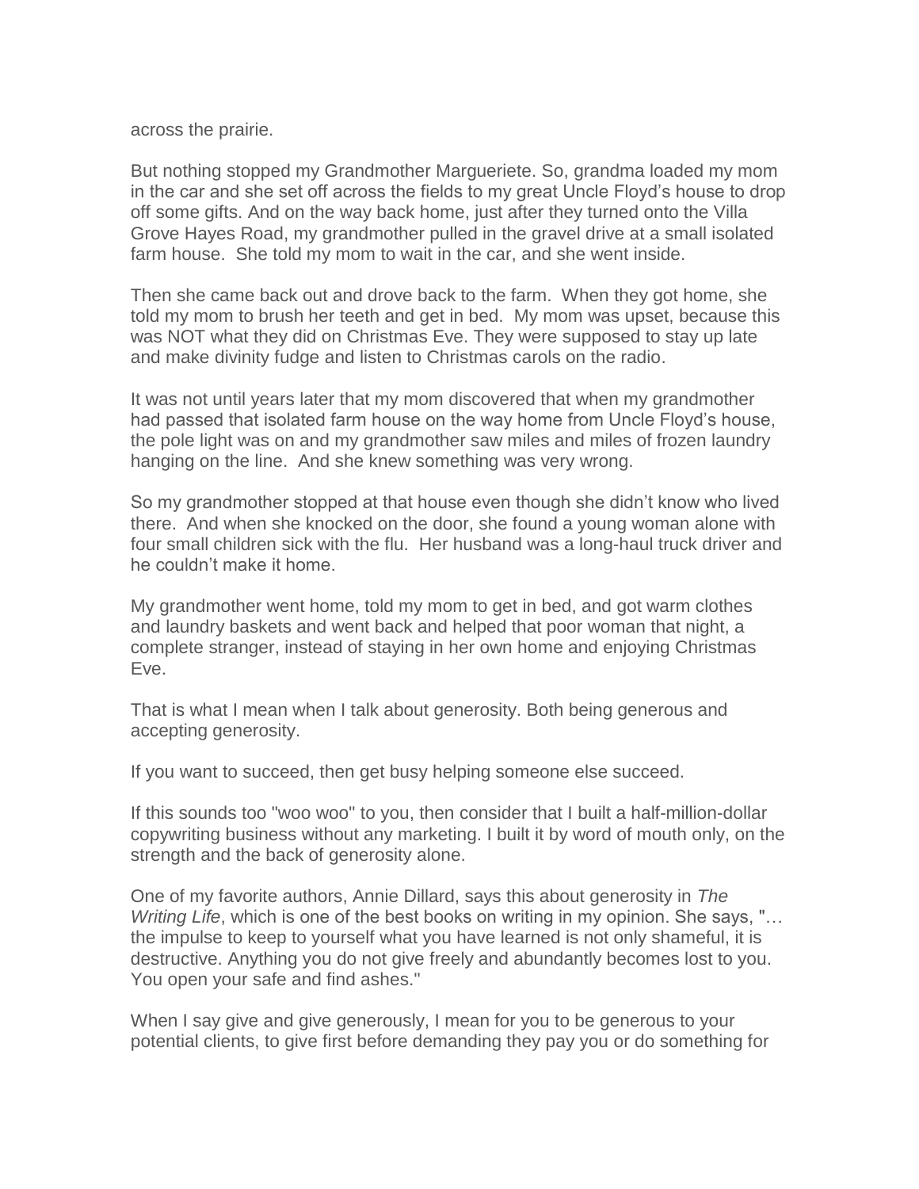across the prairie.

But nothing stopped my Grandmother Margueriete. So, grandma loaded my mom in the car and she set off across the fields to my great Uncle Floyd's house to drop off some gifts. And on the way back home, just after they turned onto the Villa Grove Hayes Road, my grandmother pulled in the gravel drive at a small isolated farm house. She told my mom to wait in the car, and she went inside.

Then she came back out and drove back to the farm. When they got home, she told my mom to brush her teeth and get in bed. My mom was upset, because this was NOT what they did on Christmas Eve. They were supposed to stay up late and make divinity fudge and listen to Christmas carols on the radio.

It was not until years later that my mom discovered that when my grandmother had passed that isolated farm house on the way home from Uncle Floyd's house, the pole light was on and my grandmother saw miles and miles of frozen laundry hanging on the line. And she knew something was very wrong.

So my grandmother stopped at that house even though she didn't know who lived there. And when she knocked on the door, she found a young woman alone with four small children sick with the flu. Her husband was a long-haul truck driver and he couldn't make it home.

My grandmother went home, told my mom to get in bed, and got warm clothes and laundry baskets and went back and helped that poor woman that night, a complete stranger, instead of staying in her own home and enjoying Christmas Eve.

That is what I mean when I talk about generosity. Both being generous and accepting generosity.

If you want to succeed, then get busy helping someone else succeed.

If this sounds too "woo woo" to you, then consider that I built a half-million-dollar copywriting business without any marketing. I built it by word of mouth only, on the strength and the back of generosity alone.

One of my favorite authors, Annie Dillard, says this about generosity in *The Writing Life*, which is one of the best books on writing in my opinion. She says, "… the impulse to keep to yourself what you have learned is not only shameful, it is destructive. Anything you do not give freely and abundantly becomes lost to you. You open your safe and find ashes."

When I say give and give generously, I mean for you to be generous to your potential clients, to give first before demanding they pay you or do something for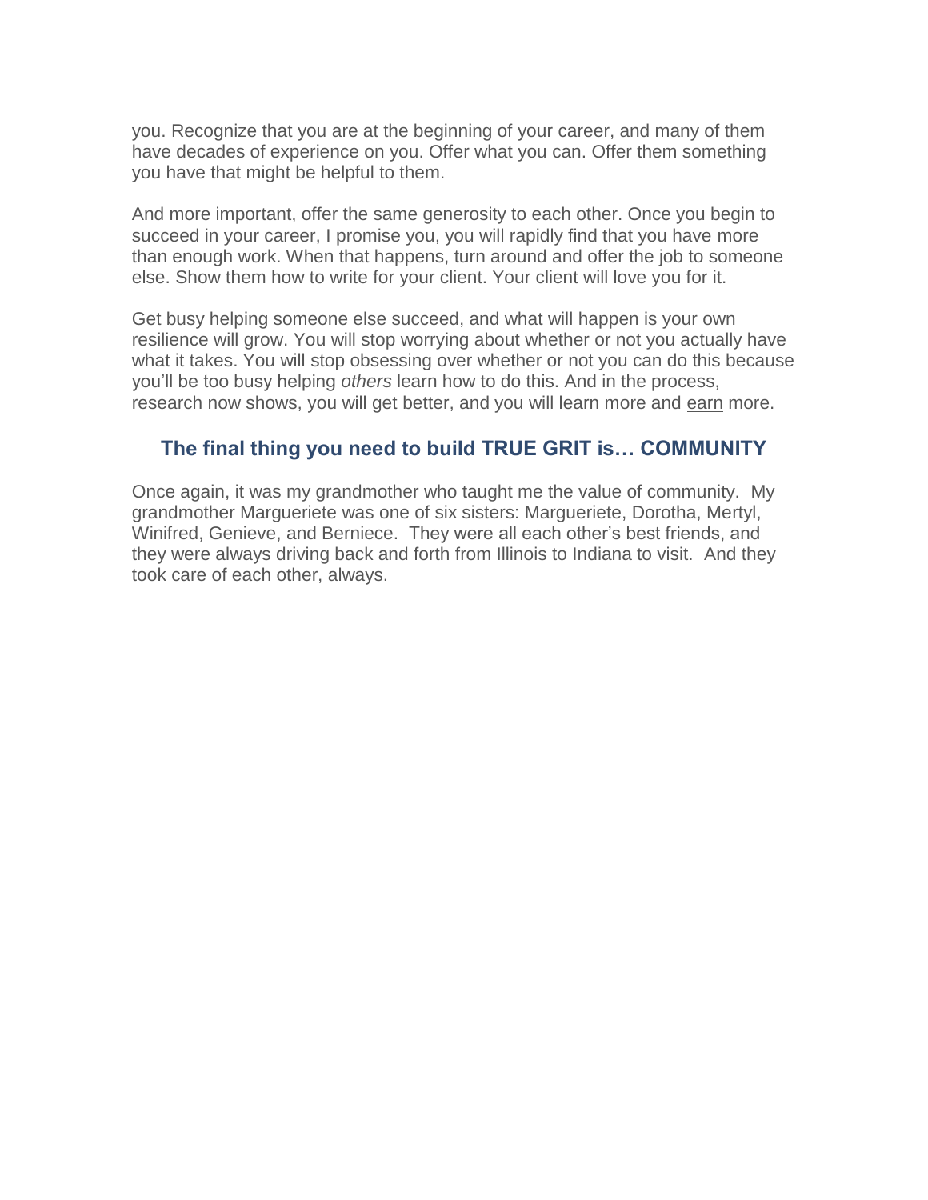you. Recognize that you are at the beginning of your career, and many of them have decades of experience on you. Offer what you can. Offer them something you have that might be helpful to them.

And more important, offer the same generosity to each other. Once you begin to succeed in your career, I promise you, you will rapidly find that you have more than enough work. When that happens, turn around and offer the job to someone else. Show them how to write for your client. Your client will love you for it.

Get busy helping someone else succeed, and what will happen is your own resilience will grow. You will stop worrying about whether or not you actually have what it takes. You will stop obsessing over whether or not you can do this because you'll be too busy helping *others* learn how to do this. And in the process, research now shows, you will get better, and you will learn more and earn more.

## The final thing you need to build TRUE GRIT is… COMMUNITY

Once again, it was my grandmother who taught me the value of community. My grandmother Margueriete was one of six sisters: Margueriete, Dorotha, Mertyl, Winifred, Genieve, and Berniece. They were all each other's best friends, and they were always driving back and forth from Illinois to Indiana to visit. And they took care of each other, always.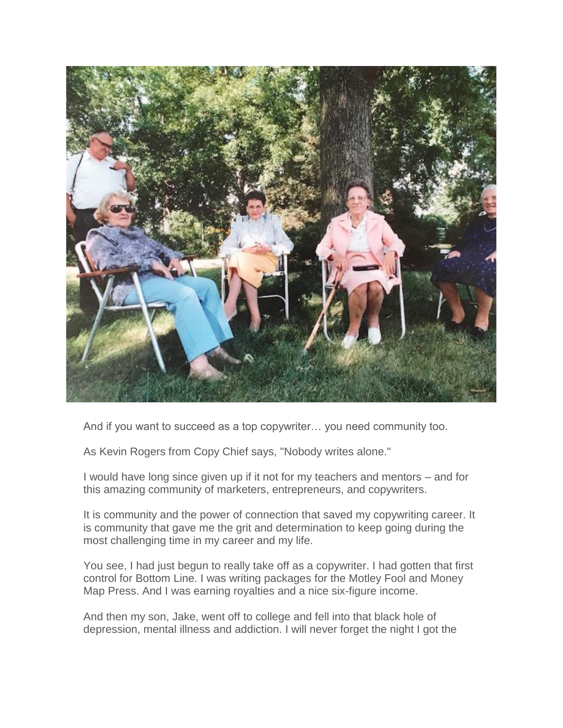And if you want to succeed as a top copywriter… you need community too.

As Kevin Rogers from Copy Chief says, "Nobody writes alone."

I would have long since given up if it not for my teachers and mentors – and for this amazing community of marketers, entrepreneurs, and copywriters.

It is community and the power of connection that saved my copywriting career. It is community that gave me the grit and determination to keep going during the most challenging time in my career and my life.

You see, I had just begun to really take off as a copywriter. I had gotten that first control for Bottom Line. I was writing packages for the Motley Fool and Money Map Press. And I was earning royalties and a nice six-figure income.

And then my son, Jake, went off to college and fell into that black hole of depression, mental illness and addiction. I will never forget the night I got the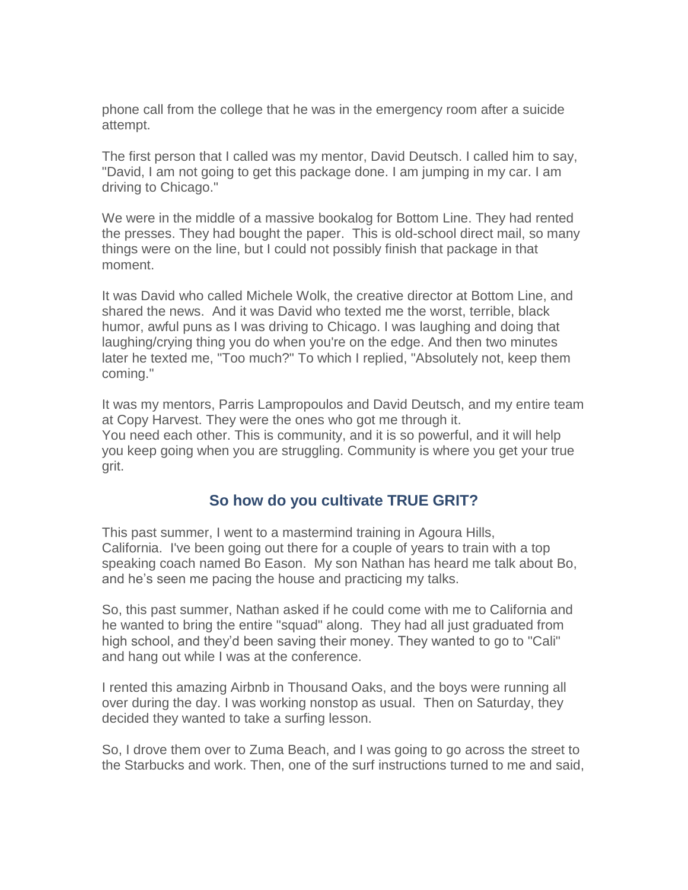phone call from the college that he was in the emergency room after a suicide attempt.

The first person that I called was my mentor, David Deutsch. I called him to say, "David, I am not going to get this package done. I am jumping in my car. I am driving to Chicago."

We were in the middle of a massive bookalog for Bottom Line. They had rented the presses. They had bought the paper. This is old-school direct mail, so many things were on the line, but I could not possibly finish that package in that moment.

It was David who called Michele Wolk, the creative director at Bottom Line, and shared the news. And it was David who texted me the worst, terrible, black humor, awful puns as I was driving to Chicago. I was laughing and doing that laughing/crying thing you do when you're on the edge. And then two minutes later he texted me, "Too much?" To which I replied, "Absolutely not, keep them coming."

It was my mentors, Parris Lampropoulos and David Deutsch, and my entire team at Copy Harvest. They were the ones who got me through it.
You need each other. This is community, and it is so powerful, and it will help you keep going when you are struggling. Community is where you get your true grit.

## So how do you cultivate TRUE GRIT?

This past summer, I went to a mastermind training in Agoura Hills, California. I've been going out there for a couple of years to train with a top speaking coach named Bo Eason. My son Nathan has heard me talk about Bo, and he's seen me pacing the house and practicing my talks.

So, this past summer, Nathan asked if he could come with me to California and he wanted to bring the entire "squad" along. They had all just graduated from high school, and they'd been saving their money. They wanted to go to "Cali" and hang out while I was at the conference.

I rented this amazing Airbnb in Thousand Oaks, and the boys were running all over during the day. I was working nonstop as usual. Then on Saturday, they decided they wanted to take a surfing lesson.

So, I drove them over to Zuma Beach, and I was going to go across the street to the Starbucks and work. Then, one of the surf instructions turned to me and said,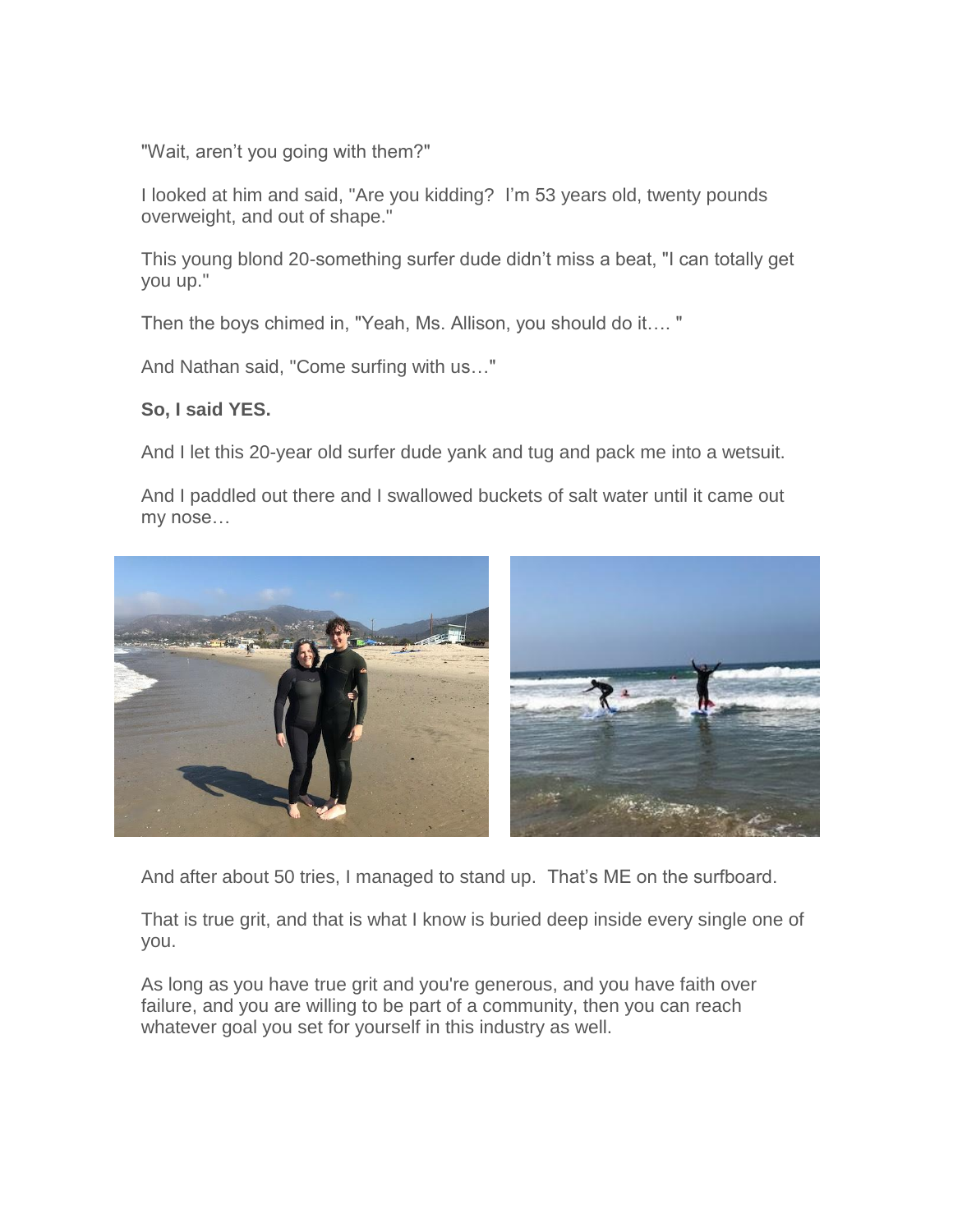"Wait, aren't you going with them?"

I looked at him and said, "Are you kidding? I'm 53 years old, twenty pounds overweight, and out of shape."

This young blond 20-something surfer dude didn't miss a beat, "I can totally get you up."

Then the boys chimed in, "Yeah, Ms. Allison, you should do it…. "

And Nathan said, "Come surfing with us…"

**So, I said YES.**

And I let this 20-year old surfer dude yank and tug and pack me into a wetsuit.

And I paddled out there and I swallowed buckets of salt water until it came out my nose…

And after about 50 tries, I managed to stand up. That's ME on the surfboard.

That is true grit, and that is what I know is buried deep inside every single one of you.

As long as you have true grit and you're generous, and you have faith over failure, and you are willing to be part of a community, then you can reach whatever goal you set for yourself in this industry as well.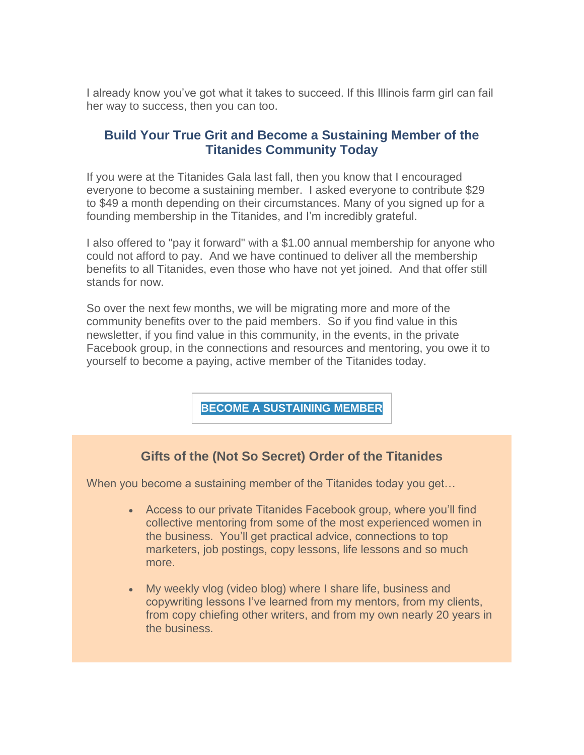I already know you've got what it takes to succeed. If this Illinois farm girl can fail her way to success, then you can too.

## Build Your True Grit and Become a Sustaining Member of the Titanides Community Today

If you were at the Titanides Gala last fall, then you know that I encouraged everyone to become a sustaining member. I asked everyone to contribute $29 to $49 a month depending on their circumstances. Many of you signed up for a founding membership in the Titanides, and I'm incredibly grateful.

I also offered to "pay it forward" with a $1.00 annual membership for anyone who could not afford to pay. And we have continued to deliver all the membership benefits to all Titanides, even those who have not yet joined. And that offer still stands for now.

So over the next few months, we will be migrating more and more of the community benefits over to the paid members. So if you find value in this newsletter, if you find value in this community, in the events, in the private Facebook group, in the connections and resources and mentoring, you owe it to yourself to become a paying, active member of the Titanides today.

**BECOME A SUSTAINING MEMBER**

## Gifts of the (Not So Secret) Order of the Titanides

When you become a sustaining member of the Titanides today you get…

- Access to our private Titanides Facebook group, where you'll find collective mentoring from some of the most experienced women in the business. You'll get practical advice, connections to top marketers, job postings, copy lessons, life lessons and so much more.
- My weekly vlog (video blog) where I share life, business and copywriting lessons I've learned from my mentors, from my clients, from copy chiefing other writers, and from my own nearly 20 years in the business.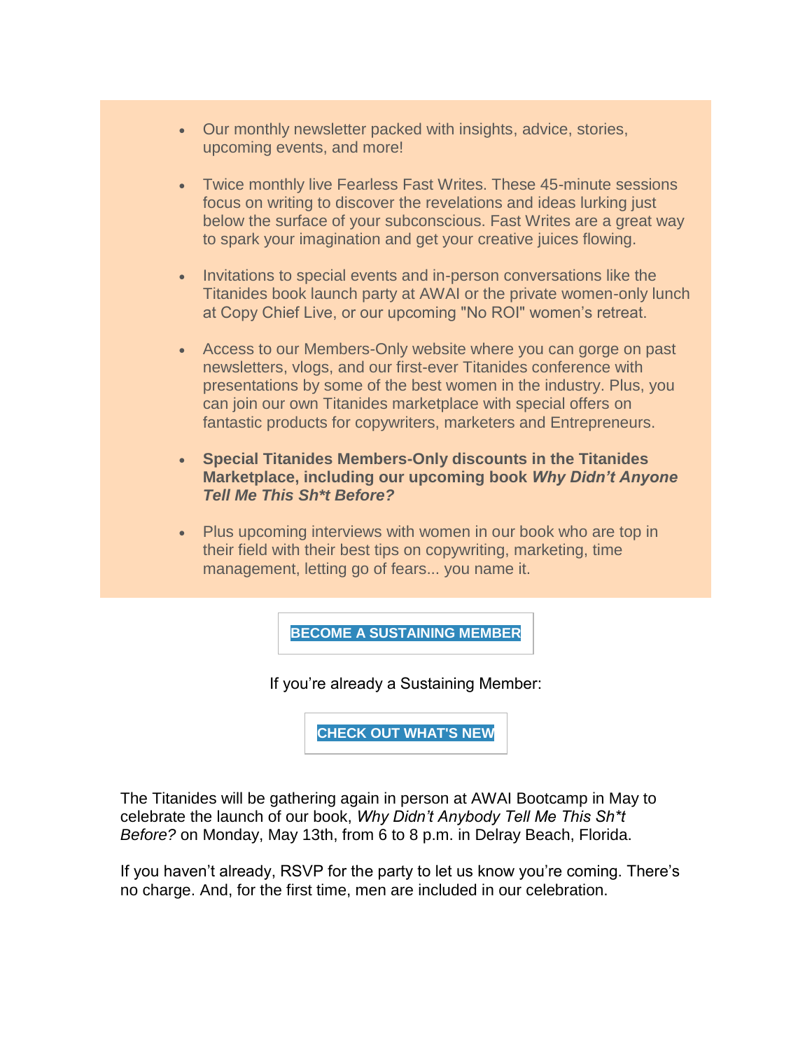- Our monthly newsletter packed with insights, advice, stories, upcoming events, and more!

- Twice monthly live Fearless Fast Writes. These 45-minute sessions focus on writing to discover the revelations and ideas lurking just below the surface of your subconscious. Fast Writes are a great way to spark your imagination and get your creative juices flowing.

- Invitations to special events and in-person conversations like the Titanides book launch party at AWAI or the private women-only lunch at Copy Chief Live, or our upcoming "No ROI" women's retreat.

- Access to our Members-Only website where you can gorge on past newsletters, vlogs, and our first-ever Titanides conference with presentations by some of the best women in the industry. Plus, you can join our own Titanides marketplace with special offers on fantastic products for copywriters, marketers and Entrepreneurs.

- **Special Titanides Members-Only discounts in the Titanides Marketplace, including our upcoming book *Why Didn't Anyone Tell Me This Sh*t Before?***

- Plus upcoming interviews with women in our book who are top in their field with their best tips on copywriting, marketing, time management, letting go of fears... you name it.

**BECOME A SUSTAINING MEMBER**

If you're already a Sustaining Member:

**CHECK OUT WHAT'S NEW**

The Titanides will be gathering again in person at AWAI Bootcamp in May to celebrate the launch of our book, *Why Didn't Anybody Tell Me This Sh*t Before?* on Monday, May 13th, from 6 to 8 p.m. in Delray Beach, Florida.

If you haven't already, RSVP for the party to let us know you're coming. There's no charge. And, for the first time, men are included in our celebration.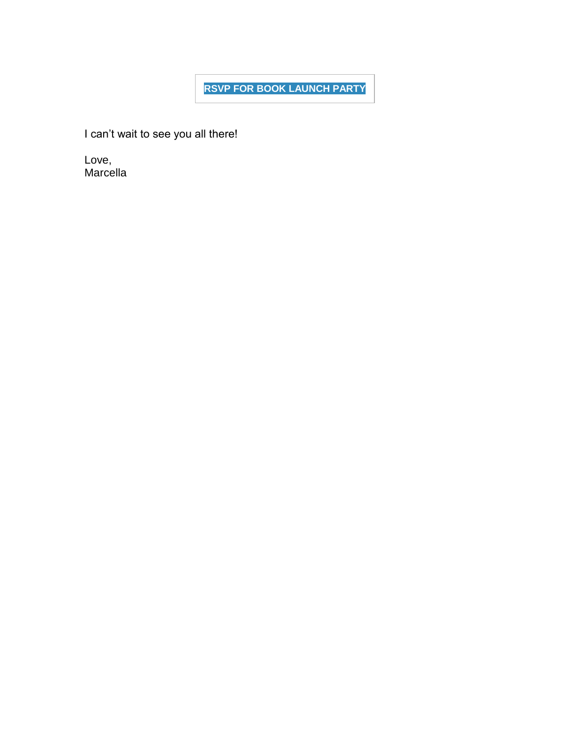**RSVP FOR BOOK LAUNCH PARTY**

I can't wait to see you all there!

Love,
Marcella